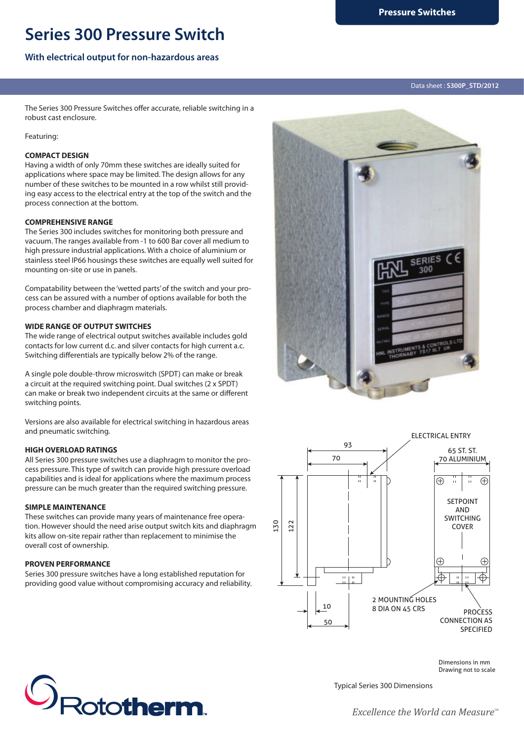# Series 300 Pressure Switch

## With electrical output for non-hazardous areas

Data sheet : **S300P_STD/2012**

The Series 300 Pressure Switches offer accurate, reliable switching in a robust cast enclosure.

Featuring:

**COMPACT DESIGN**
Having a width of only 70mm these switches are ideally suited for applications where space may be limited. The design allows for any number of these switches to be mounted in a row whilst still providing easy access to the electrical entry at the top of the switch and the process connection at the bottom.

**COMPREHENSIVE RANGE**
The Series 300 includes switches for monitoring both pressure and vacuum. The ranges available from -1 to 600 Bar cover all medium to high pressure industrial applications. With a choice of aluminium or stainless steel IP66 housings these switches are equally well suited for mounting on-site or use in panels.

Compatability between the 'wetted parts' of the switch and your process can be assured with a number of options available for both the process chamber and diaphragm materials.

**WIDE RANGE OF OUTPUT SWITCHES**
The wide range of electrical output switches available includes gold contacts for low current d.c. and silver contacts for high current a.c. Switching differentials are typically below 2% of the range.

A single pole double-throw microswitch (SPDT) can make or break a circuit at the required switching point. Dual switches (2 x SPDT) can make or break two independent circuits at the same or different switching points.

Versions are also available for electrical switching in hazardous areas and pneumatic switching.

**HIGH OVERLOAD RATINGS**
All Series 300 pressure switches use a diaphragm to monitor the process pressure. This type of switch can provide high pressure overload capabilities and is ideal for applications where the maximum process pressure can be much greater than the required switching pressure.

**SIMPLE MAINTENANCE**
These switches can provide many years of maintenance free operation. However should the need arise output switch kits and diaphragm kits allow on-site repair rather than replacement to minimise the overall cost of ownership.

**PROVEN PERFORMANCE**
Series 300 pressure switches have a long established reputation for providing good value without compromising accuracy and reliability.

ELECTRICAL ENTRY

93

70

65 ST. ST.
70 ALUMINIUM

SETPOINT AND SWITCHING COVER

130

122

10

50

2 MOUNTING HOLES
8 DIA ON 45 CRS

PROCESS CONNECTION AS SPECIFIED

Dimensions in mm
Drawing not to scale

Typical Series 300 Dimensions

*Excellence the World can Measure™*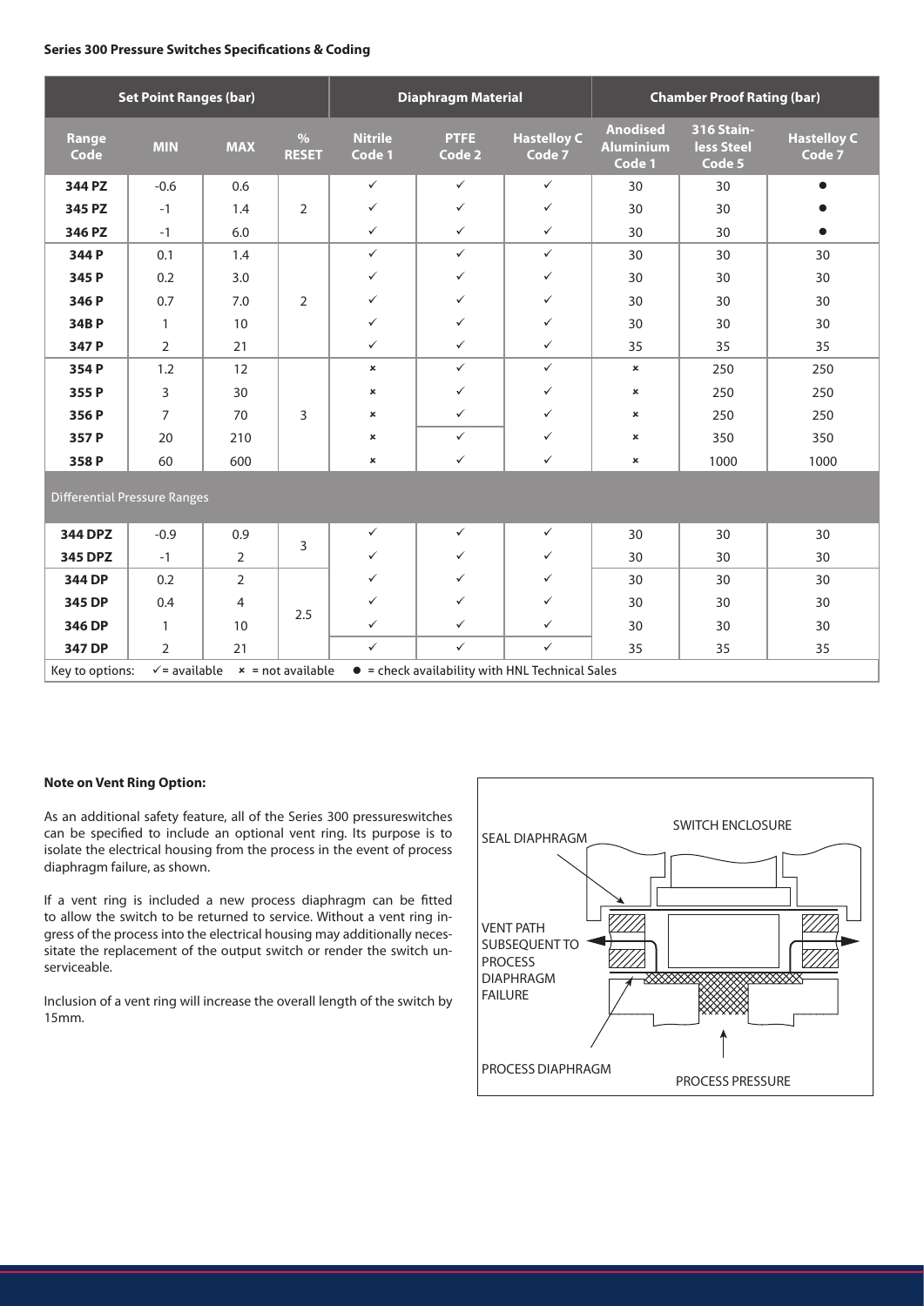**Series 300 Pressure Switches Specifications & Coding**

| Set Point Ranges (bar) | | | | Diaphragm Material | | | Chamber Proof Rating (bar) | | |
|---|---|---|---|---|---|---|---|---|---|
| Range Code | MIN | MAX | % RESET | Nitrile Code 1 | PTFE Code 2 | Hastelloy C Code 7 | Anodised Aluminium Code 1 | 316 Stainless Steel Code 5 | Hastelloy C Code 7 |
| 344 PZ | -0.6 | 0.6 | 2 | ✓ | ✓ | ✓ | 30 | 30 | ● |
| 345 PZ | -1 | 1.4 | | ✓ | ✓ | ✓ | 30 | 30 | ● |
| 346 PZ | -1 | 6.0 | | ✓ | ✓ | ✓ | 30 | 30 | ● |
| 344 P | 0.1 | 1.4 | 2 | ✓ | ✓ | ✓ | 30 | 30 | 30 |
| 345 P | 0.2 | 3.0 | | ✓ | ✓ | ✓ | 30 | 30 | 30 |
| 346 P | 0.7 | 7.0 | | ✓ | ✓ | ✓ | 30 | 30 | 30 |
| 34B P | 1 | 10 | | ✓ | ✓ | ✓ | 30 | 30 | 30 |
| 347 P | 2 | 21 | | ✓ | ✓ | ✓ | 35 | 35 | 35 |
| 354 P | 1.2 | 12 | 3 | × | ✓ | ✓ | × | 250 | 250 |
| 355 P | 3 | 30 | | × | ✓ | ✓ | × | 250 | 250 |
| 356 P | 7 | 70 | | × | ✓ | ✓ | × | 250 | 250 |
| 357 P | 20 | 210 | | × | ✓ | ✓ | × | 350 | 350 |
| 358 P | 60 | 600 | | × | ✓ | ✓ | × | 1000 | 1000 |
| Differential Pressure Ranges | | | | | | | | | |
| 344 DPZ | -0.9 | 0.9 | 3 | ✓ | ✓ | ✓ | 30 | 30 | 30 |
| 345 DPZ | -1 | 2 | | ✓ | ✓ | ✓ | 30 | 30 | 30 |
| 344 DP | 0.2 | 2 | 2.5 | ✓ | ✓ | ✓ | 30 | 30 | 30 |
| 345 DP | 0.4 | 4 | | ✓ | ✓ | ✓ | 30 | 30 | 30 |
| 346 DP | 1 | 10 | | ✓ | ✓ | ✓ | 30 | 30 | 30 |
| 347 DP | 2 | 21 | | ✓ | ✓ | ✓ | 35 | 35 | 35 |

Key to options: ✓ = available × = not available ● = check availability with HNL Technical Sales

**Note on Vent Ring Option:**

As an additional safety feature, all of the Series 300 pressureswitches can be specified to include an optional vent ring. Its purpose is to isolate the electrical housing from the process in the event of process diaphragm failure, as shown.

If a vent ring is included a new process diaphragm can be fitted to allow the switch to be returned to service. Without a vent ring ingress of the process into the electrical housing may additionally necessitate the replacement of the output switch or render the switch unserviceable.

Inclusion of a vent ring will increase the overall length of the switch by 15mm.

SWITCH ENCLOSURE

SEAL DIAPHRAGM

VENT PATH SUBSEQUENT TO PROCESS DIAPHRAGM FAILURE

PROCESS DIAPHRAGM

PROCESS PRESSURE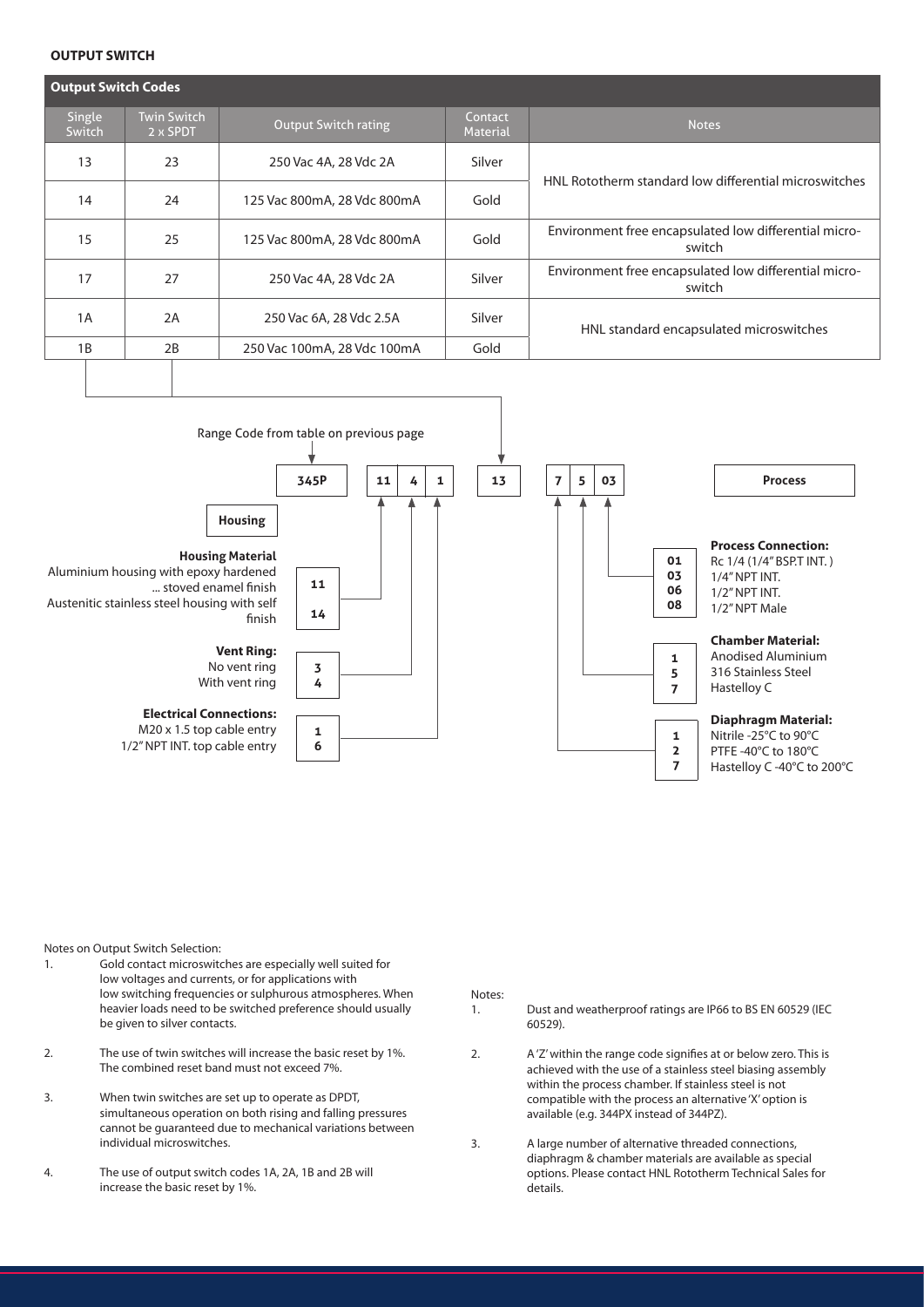**OUTPUT SWITCH**

| Output Switch Codes | | | | |
|---|---|---|---|---|
| Single Switch | Twin Switch 2 x SPDT | Output Switch rating | Contact Material | Notes |
| 13 | 23 | 250 Vac 4A, 28 Vdc 2A | Silver | HNL Rototherm standard low differential microswitches |
| 14 | 24 | 125 Vac 800mA, 28 Vdc 800mA | Gold | HNL Rototherm standard low differential microswitches |
| 15 | 25 | 125 Vac 800mA, 28 Vdc 800mA | Gold | Environment free encapsulated low differential micro-switch |
| 17 | 27 | 250 Vac 4A, 28 Vdc 2A | Silver | Environment free encapsulated low differential micro-switch |
| 1A | 2A | 250 Vac 6A, 28 Vdc 2.5A | Silver | HNL standard encapsulated microswitches |
| 1B | 2B | 250 Vac 100mA, 28 Vdc 100mA | Gold | HNL standard encapsulated microswitches |

Range Code from table on previous page

| 345P | 11 | 4 | 1 | 13 | 7 | 5 | 03 | Process |
|---|---|---|---|---|---|---|---|---|

**Housing**

**Housing Material**

| Code | Description |
|---|---|
| 11 | Aluminium housing with epoxy hardened ... stoved enamel finish |
| 14 | Austenitic stainless steel housing with self finish |

**Vent Ring:**

| Code | Description |
|---|---|
| 3 | No vent ring |
| 4 | With vent ring |

**Electrical Connections:**

| Code | Description |
|---|---|
| 1 | M20 x 1.5 top cable entry |
| 6 | 1/2" NPT INT. top cable entry |

**Process**

**Process Connection:**

| Code | Description |
|---|---|
| 01 | Rc 1/4 (1/4" BSP.T INT. ) |
| 03 | 1/4" NPT INT. |
| 06 | 1/2" NPT INT. |
| 08 | 1/2" NPT Male |

**Chamber Material:**

| Code | Description |
|---|---|
| 1 | Anodised Aluminium |
| 5 | 316 Stainless Steel |
| 7 | Hastelloy C |

**Diaphragm Material:**

| Code | Description |
|---|---|
| 1 | Nitrile -25°C to 90°C |
| 2 | PTFE -40°C to 180°C |
| 7 | Hastelloy C -40°C to 200°C |

Notes on Output Switch Selection:

1. Gold contact microswitches are especially well suited for low voltages and currents, or for applications with low switching frequencies or sulphurous atmospheres. When heavier loads need to be switched preference should usually be given to silver contacts.
2. The use of twin switches will increase the basic reset by 1%. The combined reset band must not exceed 7%.
3. When twin switches are set up to operate as DPDT, simultaneous operation on both rising and falling pressures cannot be guaranteed due to mechanical variations between individual microswitches.
4. The use of output switch codes 1A, 2A, 1B and 2B will increase the basic reset by 1%.

Notes:

1. Dust and weatherproof ratings are IP66 to BS EN 60529 (IEC 60529).
2. A 'Z' within the range code signifies at or below zero. This is achieved with the use of a stainless steel biasing assembly within the process chamber. If stainless steel is not compatible with the process an alternative 'X' option is available (e.g. 344PX instead of 344PZ).
3. A large number of alternative threaded connections, diaphragm & chamber materials are available as special options. Please contact HNL Rototherm Technical Sales for details.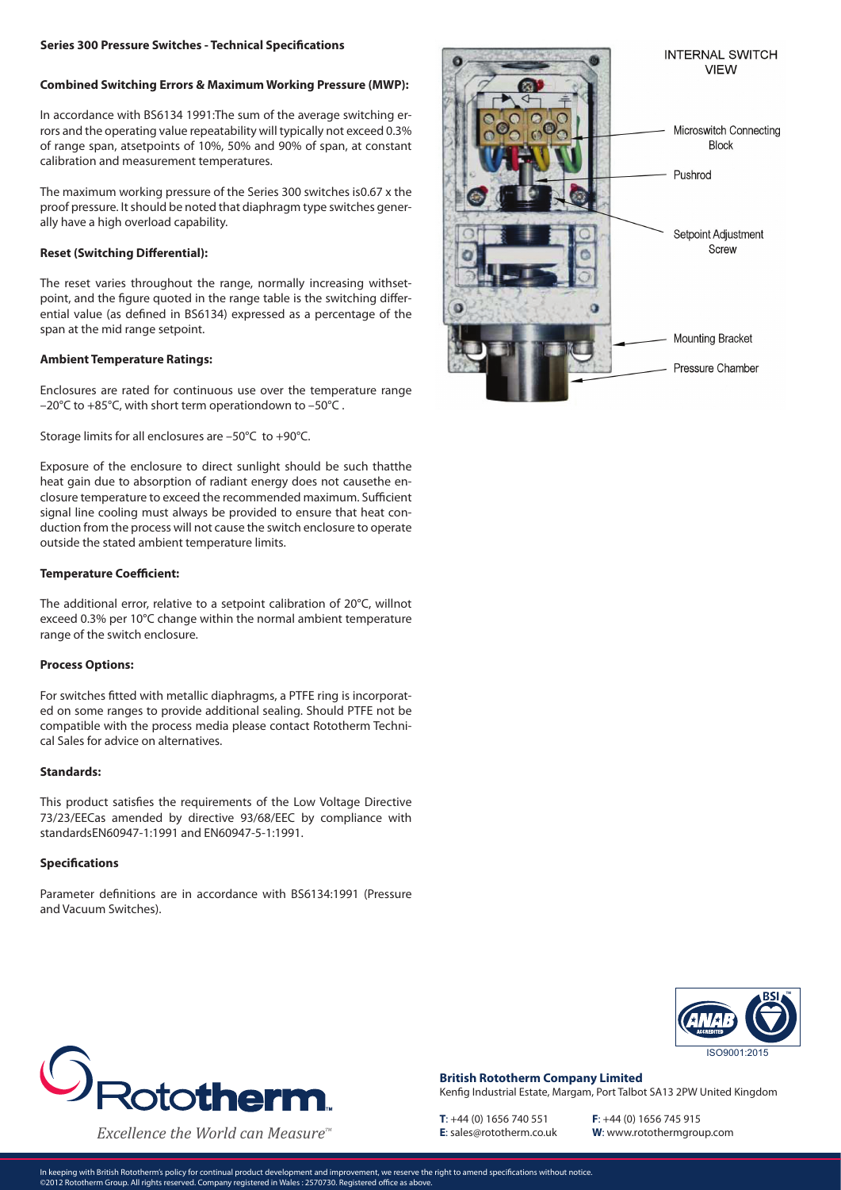## Series 300 Pressure Switches - Technical Specifications

### Combined Switching Errors & Maximum Working Pressure (MWP):

In accordance with BS6134 1991:The sum of the average switching errors and the operating value repeatability will typically not exceed 0.3% of range span, atsetpoints of 10%, 50% and 90% of span, at constant calibration and measurement temperatures.

The maximum working pressure of the Series 300 switches is0.67 x the proof pressure. It should be noted that diaphragm type switches generally have a high overload capability.

### Reset (Switching Differential):

The reset varies throughout the range, normally increasing withsetpoint, and the figure quoted in the range table is the switching differential value (as defined in BS6134) expressed as a percentage of the span at the mid range setpoint.

### Ambient Temperature Ratings:

Enclosures are rated for continuous use over the temperature range –20°C to +85°C, with short term operationdown to –50°C .

Storage limits for all enclosures are –50°C to +90°C.

Exposure of the enclosure to direct sunlight should be such thatthe heat gain due to absorption of radiant energy does not causethe enclosure temperature to exceed the recommended maximum. Sufficient signal line cooling must always be provided to ensure that heat conduction from the process will not cause the switch enclosure to operate outside the stated ambient temperature limits.

### Temperature Coefficient:

The additional error, relative to a setpoint calibration of 20°C, willnot exceed 0.3% per 10°C change within the normal ambient temperature range of the switch enclosure.

### Process Options:

For switches fitted with metallic diaphragms, a PTFE ring is incorporated on some ranges to provide additional sealing. Should PTFE not be compatible with the process media please contact Rototherm Technical Sales for advice on alternatives.

### Standards:

This product satisfies the requirements of the Low Voltage Directive 73/23/EECas amended by directive 93/68/EEC by compliance with standardsEN60947-1:1991 and EN60947-5-1:1991.

### Specifications

Parameter definitions are in accordance with BS6134:1991 (Pressure and Vacuum Switches).

INTERNAL SWITCH VIEW

Microswitch Connecting Block

Pushrod

Setpoint Adjustment Screw

Mounting Bracket

Pressure Chamber

ISO9001:2015

Rototherm

*Excellence the World can Measure™*

**British Rototherm Company Limited**
Kenfig Industrial Estate, Margam, Port Talbot SA13 2PW United Kingdom

**T**: +44 (0) 1656 740 551 **F**: +44 (0) 1656 745 915
**E**: sales@rototherm.co.uk **W**: www.rotothermgroup.com

In keeping with British Rototherm's policy for continual product development and improvement, we reserve the right to amend specifications without notice.
©2012 Rototherm Group. All rights reserved. Company registered in Wales : 2570730. Registered office as above.